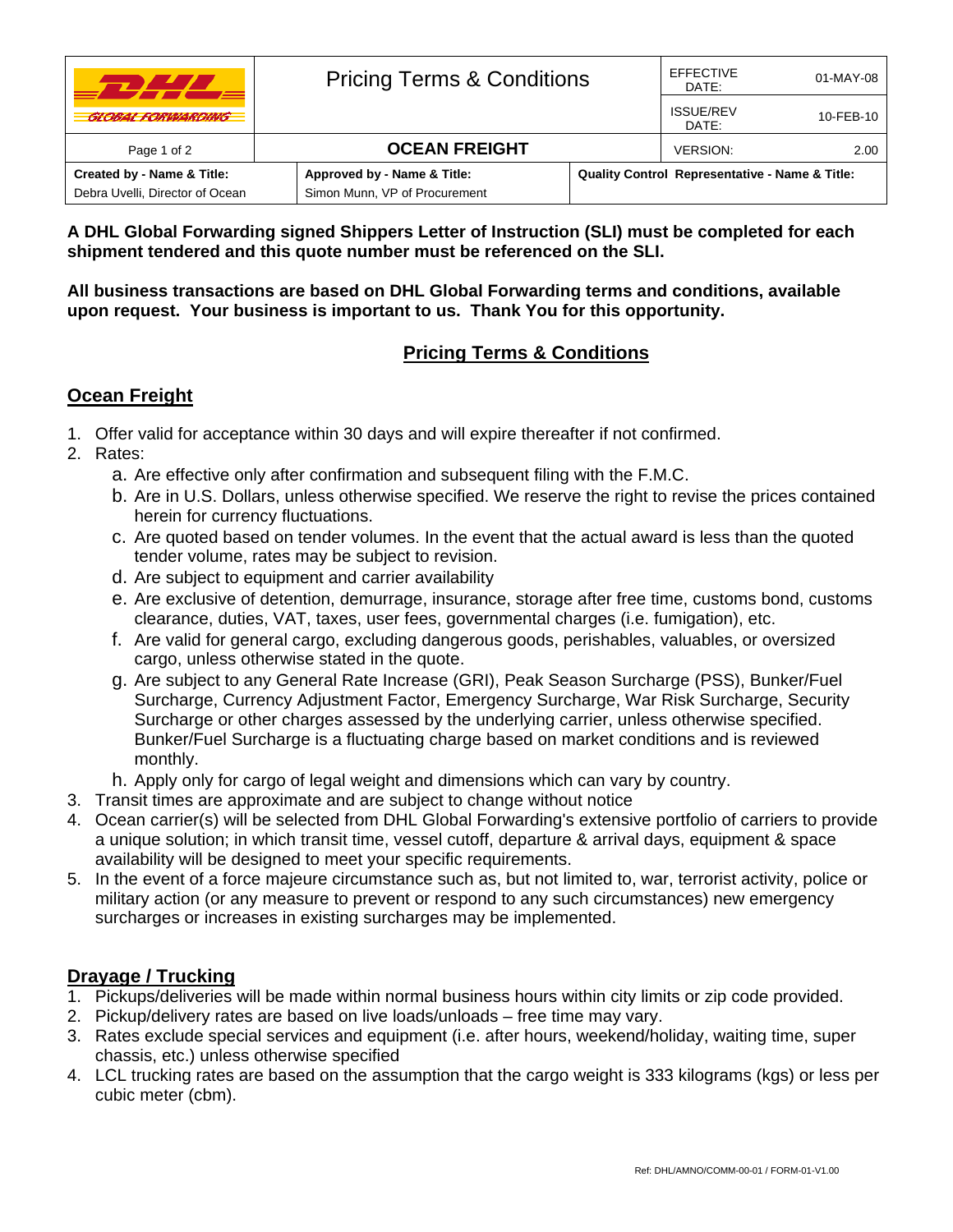| DHL Global Forwarding | Pricing Terms & Conditions | EFFECTIVE DATE: | 01-MAY-08 |
|---|---|---|---|
| | | ISSUE/REV DATE: | 10-FEB-10 |
| | **OCEAN FREIGHT** | VERSION: | 2.00 |

| **Created by - Name & Title:** | **Approved by - Name & Title:** | **Quality Control Representative - Name & Title:** |
|---|---|---|
| Debra Uvelli, Director of Ocean | Simon Munn, VP of Procurement | |

**A DHL Global Forwarding signed Shippers Letter of Instruction (SLI) must be completed for each shipment tendered and this quote number must be referenced on the SLI.**

**All business transactions are based on DHL Global Forwarding terms and conditions, available upon request. Your business is important to us. Thank You for this opportunity.**

## Pricing Terms & Conditions

### Ocean Freight

1. Offer valid for acceptance within 30 days and will expire thereafter if not confirmed.
2. Rates:
   a. Are effective only after confirmation and subsequent filing with the F.M.C.
   b. Are in U.S. Dollars, unless otherwise specified. We reserve the right to revise the prices contained herein for currency fluctuations.
   c. Are quoted based on tender volumes. In the event that the actual award is less than the quoted tender volume, rates may be subject to revision.
   d. Are subject to equipment and carrier availability
   e. Are exclusive of detention, demurrage, insurance, storage after free time, customs bond, customs clearance, duties, VAT, taxes, user fees, governmental charges (i.e. fumigation), etc.
   f. Are valid for general cargo, excluding dangerous goods, perishables, valuables, or oversized cargo, unless otherwise stated in the quote.
   g. Are subject to any General Rate Increase (GRI), Peak Season Surcharge (PSS), Bunker/Fuel Surcharge, Currency Adjustment Factor, Emergency Surcharge, War Risk Surcharge, Security Surcharge or other charges assessed by the underlying carrier, unless otherwise specified. Bunker/Fuel Surcharge is a fluctuating charge based on market conditions and is reviewed monthly.
   h. Apply only for cargo of legal weight and dimensions which can vary by country.
3. Transit times are approximate and are subject to change without notice
4. Ocean carrier(s) will be selected from DHL Global Forwarding's extensive portfolio of carriers to provide a unique solution; in which transit time, vessel cutoff, departure & arrival days, equipment & space availability will be designed to meet your specific requirements.
5. In the event of a force majeure circumstance such as, but not limited to, war, terrorist activity, police or military action (or any measure to prevent or respond to any such circumstances) new emergency surcharges or increases in existing surcharges may be implemented.

### Drayage / Trucking

1. Pickups/deliveries will be made within normal business hours within city limits or zip code provided.
2. Pickup/delivery rates are based on live loads/unloads – free time may vary.
3. Rates exclude special services and equipment (i.e. after hours, weekend/holiday, waiting time, super chassis, etc.) unless otherwise specified
4. LCL trucking rates are based on the assumption that the cargo weight is 333 kilograms (kgs) or less per cubic meter (cbm).

Ref: DHL/AMNO/COMM-00-01 / FORM-01-V1.00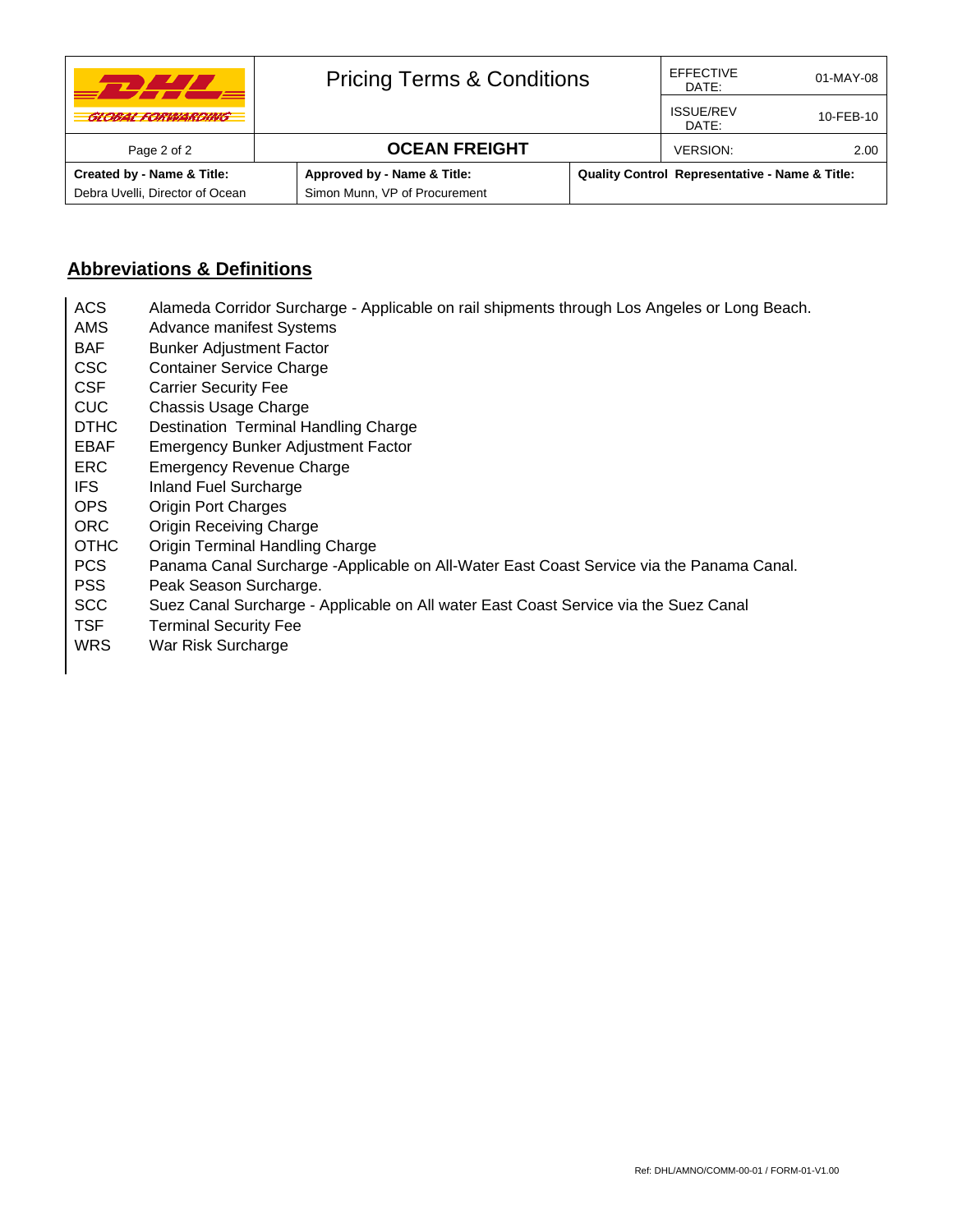## Abbreviations & Definitions

| | |
|---|---|
| ACS | Alameda Corridor Surcharge - Applicable on rail shipments through Los Angeles or Long Beach. |
| AMS | Advance manifest Systems |
| BAF | Bunker Adjustment Factor |
| CSC | Container Service Charge |
| CSF | Carrier Security Fee |
| CUC | Chassis Usage Charge |
| DTHC | Destination Terminal Handling Charge |
| EBAF | Emergency Bunker Adjustment Factor |
| ERC | Emergency Revenue Charge |
| IFS | Inland Fuel Surcharge |
| OPS | Origin Port Charges |
| ORC | Origin Receiving Charge |
| OTHC | Origin Terminal Handling Charge |
| PCS | Panama Canal Surcharge -Applicable on All-Water East Coast Service via the Panama Canal. |
| PSS | Peak Season Surcharge. |
| SCC | Suez Canal Surcharge - Applicable on All water East Coast Service via the Suez Canal |
| TSF | Terminal Security Fee |
| WRS | War Risk Surcharge |